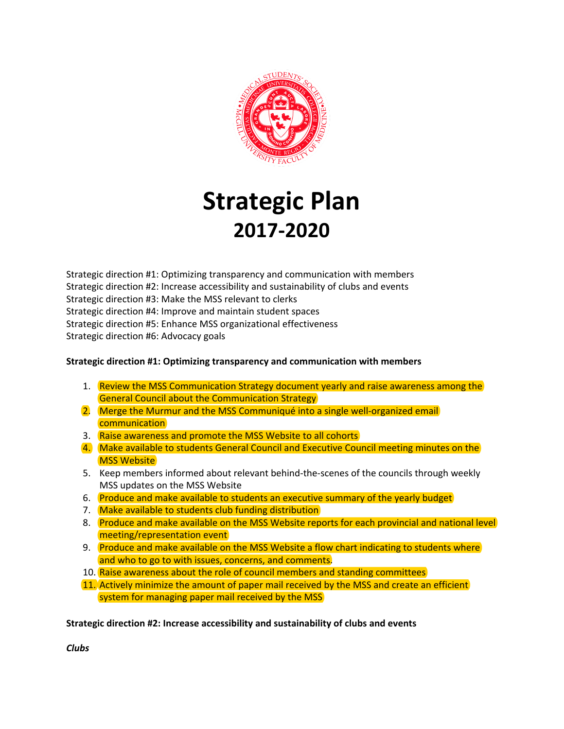# Strategic Plan
## 2017-2020

Strategic direction #1: Optimizing transparency and communication with members
Strategic direction #2: Increase accessibility and sustainability of clubs and events
Strategic direction #3: Make the MSS relevant to clerks
Strategic direction #4: Improve and maintain student spaces
Strategic direction #5: Enhance MSS organizational effectiveness
Strategic direction #6: Advocacy goals

**Strategic direction #1: Optimizing transparency and communication with members**

1. Review the MSS Communication Strategy document yearly and raise awareness among the General Council about the Communication Strategy
2. Merge the Murmur and the MSS Communiqué into a single well-organized email communication
3. Raise awareness and promote the MSS Website to all cohorts
4. Make available to students General Council and Executive Council meeting minutes on the MSS Website
5. Keep members informed about relevant behind-the-scenes of the councils through weekly MSS updates on the MSS Website
6. Produce and make available to students an executive summary of the yearly budget
7. Make available to students club funding distribution
8. Produce and make available on the MSS Website reports for each provincial and national level meeting/representation event
9. Produce and make available on the MSS Website a flow chart indicating to students where and who to go to with issues, concerns, and comments.
10. Raise awareness about the role of council members and standing committees
11. Actively minimize the amount of paper mail received by the MSS and create an efficient system for managing paper mail received by the MSS

**Strategic direction #2: Increase accessibility and sustainability of clubs and events**

***Clubs***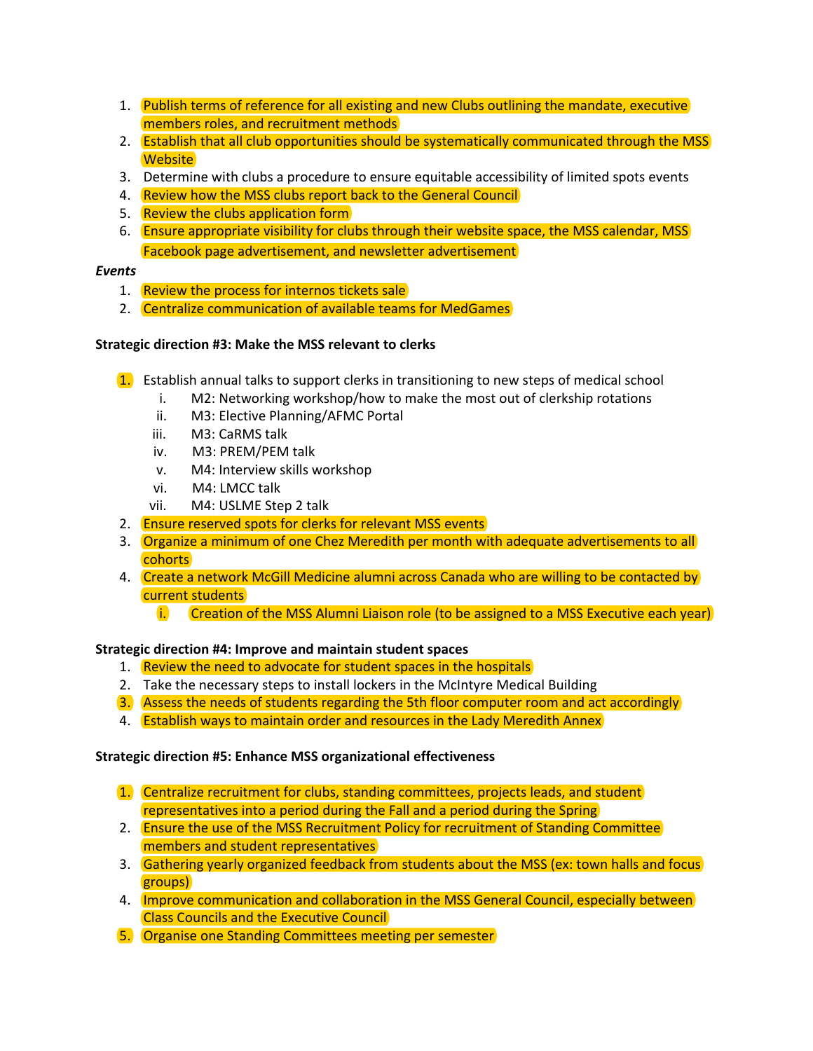1. Publish terms of reference for all existing and new Clubs outlining the mandate, executive members roles, and recruitment methods
2. Establish that all club opportunities should be systematically communicated through the MSS Website
3. Determine with clubs a procedure to ensure equitable accessibility of limited spots events
4. Review how the MSS clubs report back to the General Council
5. Review the clubs application form
6. Ensure appropriate visibility for clubs through their website space, the MSS calendar, MSS Facebook page advertisement, and newsletter advertisement

*Events*

1. Review the process for internos tickets sale
2. Centralize communication of available teams for MedGames

**Strategic direction #3: Make the MSS relevant to clerks**

1. Establish annual talks to support clerks in transitioning to new steps of medical school
   i. M2: Networking workshop/how to make the most out of clerkship rotations
   ii. M3: Elective Planning/AFMC Portal
   iii. M3: CaRMS talk
   iv. M3: PREM/PEM talk
   v. M4: Interview skills workshop
   vi. M4: LMCC talk
   vii. M4: USLME Step 2 talk
2. Ensure reserved spots for clerks for relevant MSS events
3. Organize a minimum of one Chez Meredith per month with adequate advertisements to all cohorts
4. Create a network McGill Medicine alumni across Canada who are willing to be contacted by current students
   i. Creation of the MSS Alumni Liaison role (to be assigned to a MSS Executive each year)

**Strategic direction #4: Improve and maintain student spaces**

1. Review the need to advocate for student spaces in the hospitals
2. Take the necessary steps to install lockers in the McIntyre Medical Building
3. Assess the needs of students regarding the 5th floor computer room and act accordingly
4. Establish ways to maintain order and resources in the Lady Meredith Annex

**Strategic direction #5: Enhance MSS organizational effectiveness**

1. Centralize recruitment for clubs, standing committees, projects leads, and student representatives into a period during the Fall and a period during the Spring
2. Ensure the use of the MSS Recruitment Policy for recruitment of Standing Committee members and student representatives
3. Gathering yearly organized feedback from students about the MSS (ex: town halls and focus groups)
4. Improve communication and collaboration in the MSS General Council, especially between Class Councils and the Executive Council
5. Organise one Standing Committees meeting per semester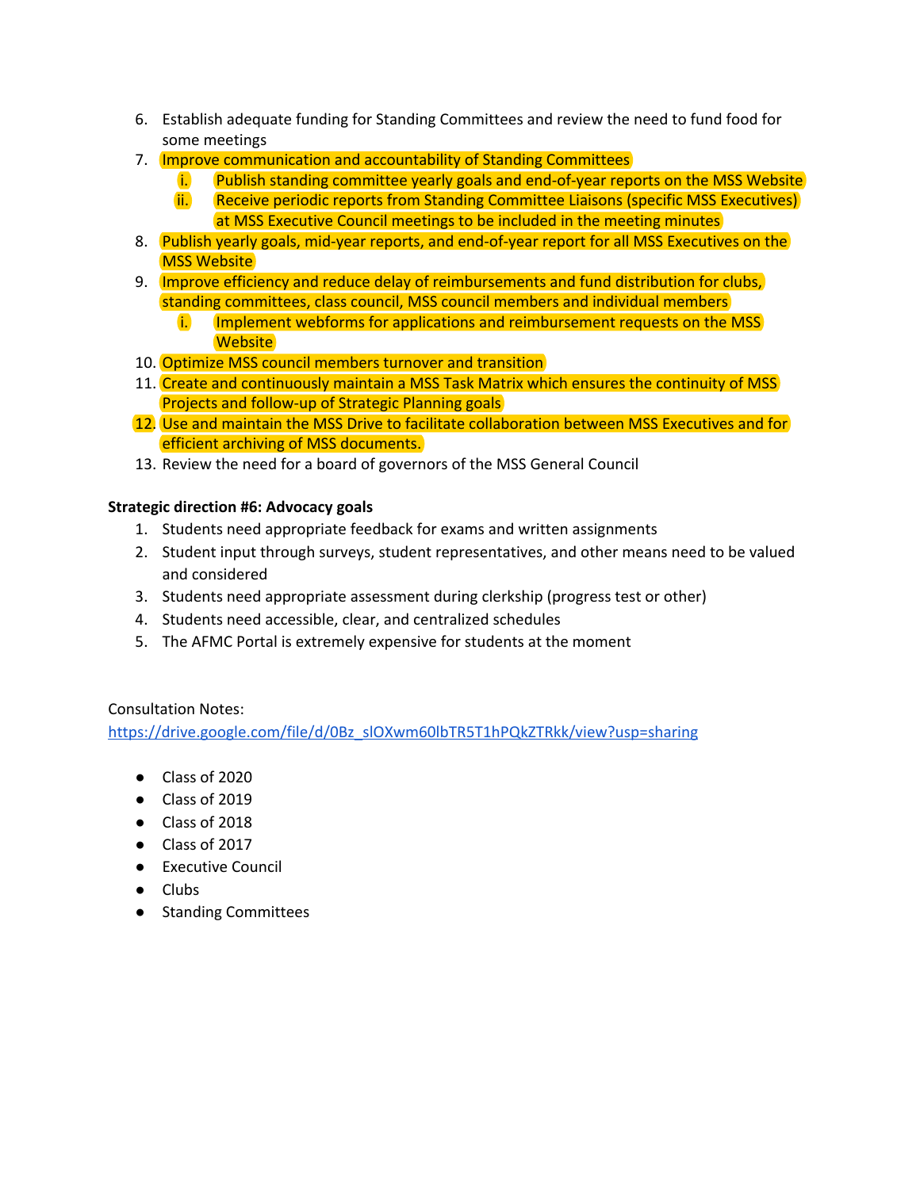6. Establish adequate funding for Standing Committees and review the need to fund food for some meetings
7. Improve communication and accountability of Standing Committees
   i. Publish standing committee yearly goals and end-of-year reports on the MSS Website
   ii. Receive periodic reports from Standing Committee Liaisons (specific MSS Executives) at MSS Executive Council meetings to be included in the meeting minutes
8. Publish yearly goals, mid-year reports, and end-of-year report for all MSS Executives on the MSS Website
9. Improve efficiency and reduce delay of reimbursements and fund distribution for clubs, standing committees, class council, MSS council members and individual members
   i. Implement webforms for applications and reimbursement requests on the MSS Website
10. Optimize MSS council members turnover and transition
11. Create and continuously maintain a MSS Task Matrix which ensures the continuity of MSS Projects and follow-up of Strategic Planning goals
12. Use and maintain the MSS Drive to facilitate collaboration between MSS Executives and for efficient archiving of MSS documents.
13. Review the need for a board of governors of the MSS General Council

**Strategic direction #6: Advocacy goals**

1. Students need appropriate feedback for exams and written assignments
2. Student input through surveys, student representatives, and other means need to be valued and considered
3. Students need appropriate assessment during clerkship (progress test or other)
4. Students need accessible, clear, and centralized schedules
5. The AFMC Portal is extremely expensive for students at the moment

Consultation Notes:
https://drive.google.com/file/d/0Bz_slOXwm60lbTR5T1hPQkZTRkk/view?usp=sharing

- Class of 2020
- Class of 2019
- Class of 2018
- Class of 2017
- Executive Council
- Clubs
- Standing Committees